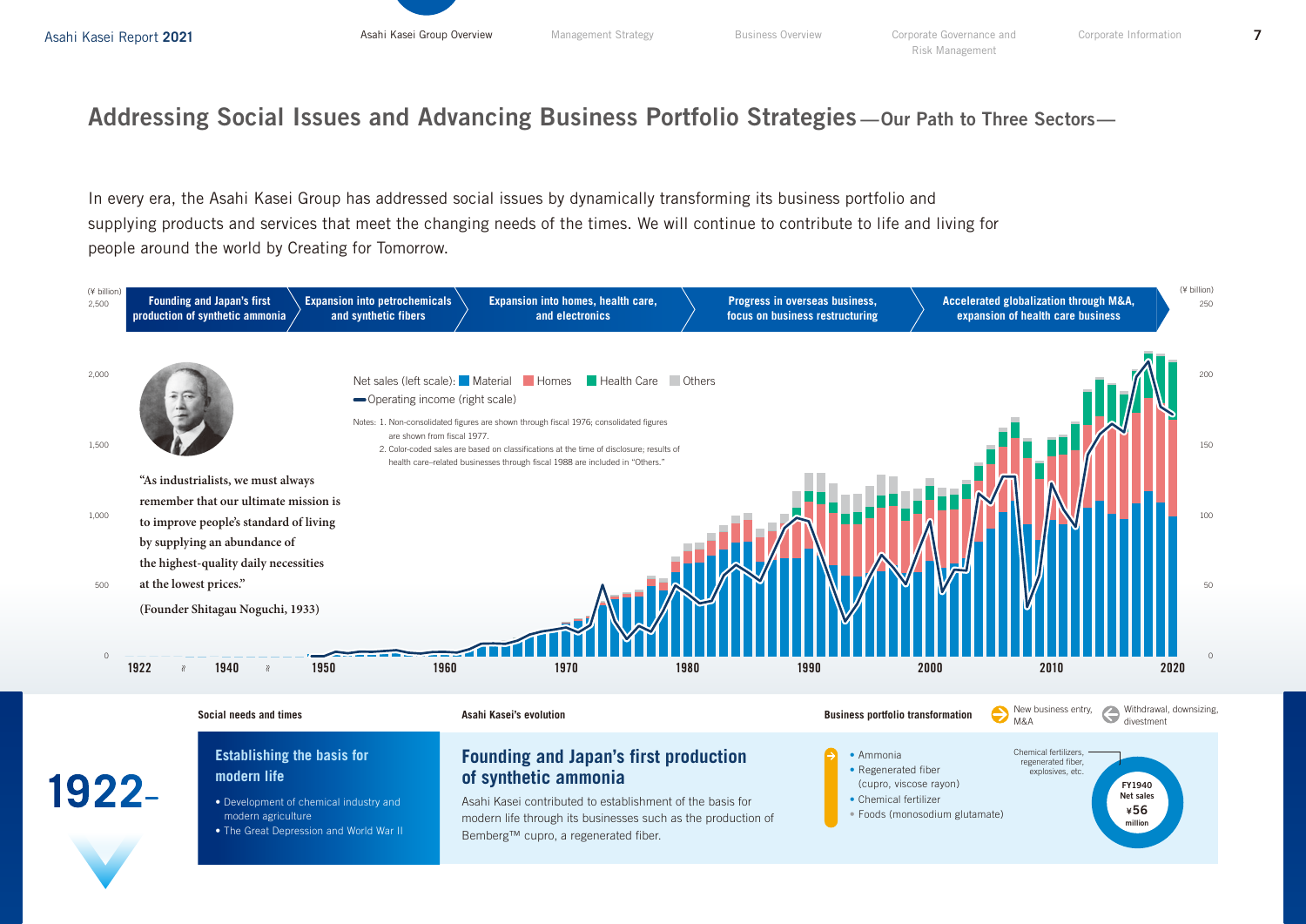# Addressing Social Issues and Advancing Business Portfolio Strategies —Our Path to Three Sectors—

In every era, the Asahi Kasei Group has addressed social issues by dynamically transforming its business portfolio and supplying products and services that meet the changing needs of the times. We will continue to contribute to life and living for people around the world by Creating for Tomorrow.

Founding and Japan's first production of synthetic ammonia | Expansion into petrochemicals and synthetic fibers | Expansion into homes, health care, and electronics | Progress in overseas business, focus on business restructuring | Accelerated globalization through M&A, expansion of health care business

Net sales (left scale): Material, Homes, Health Care, Others
Operating income (right scale)

Notes: 1. Non-consolidated figures are shown through fiscal 1976; consolidated figures are shown from fiscal 1977.
2. Color-coded sales are based on classifications at the time of disclosure; results of health care-related businesses through fiscal 1988 are included in "Others."

"As industrialists, we must always remember that our ultimate mission is to improve people's standard of living by supplying an abundance of the highest-quality daily necessities at the lowest prices."

(Founder Shitagau Noguchi, 1933)

## 1922–

**Social needs and times**

### Establishing the basis for modern life

- Development of chemical industry and modern agriculture
- The Great Depression and World War II

**Asahi Kasei's evolution**

### Founding and Japan's first production of synthetic ammonia

Asahi Kasei contributed to establishment of the basis for modern life through its businesses such as the production of Bemberg™ cupro, a regenerated fiber.

**Business portfolio transformation**

New business entry, M&A | Withdrawal, downsizing, divestment

- Ammonia
- Regenerated fiber (cupro, viscose rayon)
- Chemical fertilizer
- Foods (monosodium glutamate)

Chemical fertilizers, regenerated fiber, explosives, etc.

FY1940 Net sales ¥56 million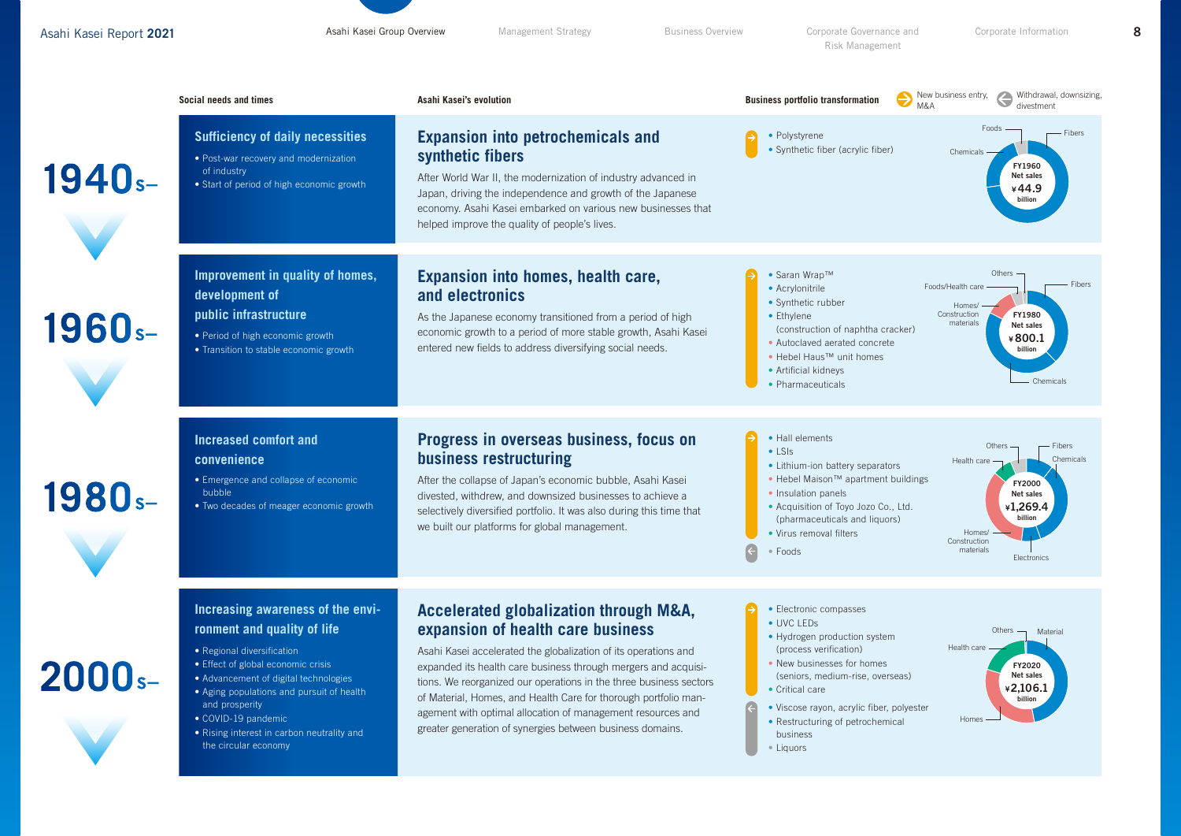Social needs and times | Asahi Kasei's evolution | Business portfolio transformation

New business entry, M&A | Withdrawal, downsizing, divestment

## 1940s–

### Sufficiency of daily necessities

- Post-war recovery and modernization of industry
- Start of period of high economic growth

### Expansion into petrochemicals and synthetic fibers

After World War II, the modernization of industry advanced in Japan, driving the independence and growth of the Japanese economy. Asahi Kasei embarked on various new businesses that helped improve the quality of people's lives.

New business entry, M&A:
- Polystyrene
- Synthetic fiber (acrylic fiber)

Foods
Fibers
Chemicals
FY1960
Net sales
¥44.9
billion

## 1960s–

### Improvement in quality of homes, development of public infrastructure

- Period of high economic growth
- Transition to stable economic growth

### Expansion into homes, health care, and electronics

As the Japanese economy transitioned from a period of high economic growth to a period of more stable growth, Asahi Kasei entered new fields to address diversifying social needs.

New business entry, M&A:
- Saran Wrap™
- Acrylonitrile
- Synthetic rubber
- Ethylene (construction of naphtha cracker)
- Autoclaved aerated concrete
- Hebel Haus™ unit homes
- Artificial kidneys
- Pharmaceuticals

Others
Foods/Health care
Fibers
Homes/ Construction materials
Chemicals
FY1980
Net sales
¥800.1
billion

## 1980s–

### Increased comfort and convenience

- Emergence and collapse of economic bubble
- Two decades of meager economic growth

### Progress in overseas business, focus on business restructuring

After the collapse of Japan's economic bubble, Asahi Kasei divested, withdrew, and downsized businesses to achieve a selectively diversified portfolio. It was also during this time that we built our platforms for global management.

New business entry, M&A:
- Hall elements
- LSIs
- Lithium-ion battery separators
- Hebel Maison™ apartment buildings
- Insulation panels
- Acquisition of Toyo Jozo Co., Ltd. (pharmaceuticals and liquors)
- Virus removal filters

Withdrawal, downsizing, divestment:
- Foods

Others
Fibers
Health care
Chemicals
Homes/ Construction materials
Electronics
FY2000
Net sales
¥1,269.4
billion

## 2000s–

### Increasing awareness of the environment and quality of life

- Regional diversification
- Effect of global economic crisis
- Advancement of digital technologies
- Aging populations and pursuit of health and prosperity
- COVID-19 pandemic
- Rising interest in carbon neutrality and the circular economy

### Accelerated globalization through M&A, expansion of health care business

Asahi Kasei accelerated the globalization of its operations and expanded its health care business through mergers and acquisitions. We reorganized our operations in the three business sectors of Material, Homes, and Health Care for thorough portfolio management with optimal allocation of management resources and greater generation of synergies between business domains.

New business entry, M&A:
- Electronic compasses
- UVC LEDs
- Hydrogen production system (process verification)
- New businesses for homes (seniors, medium-rise, overseas)
- Critical care

Withdrawal, downsizing, divestment:
- Viscose rayon, acrylic fiber, polyester
- Restructuring of petrochemical business
- Liquors

Others
Material
Health care
Homes
FY2020
Net sales
¥2,106.1
billion